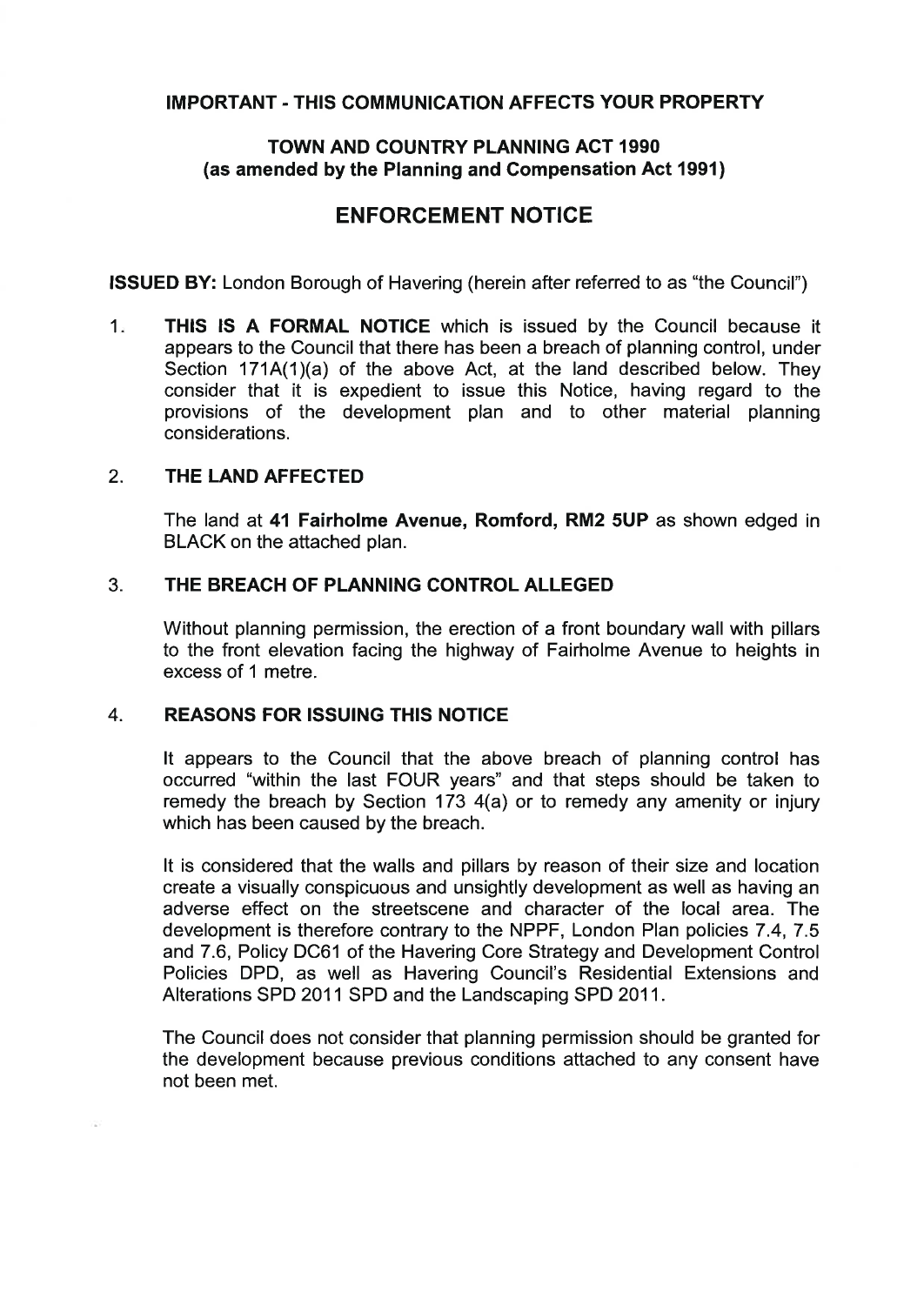**IMPORTANT - THIS COMMUNICATION AFFECTS YOUR PROPERTY**

**TOWN AND COUNTRY PLANNING ACT 1990**
**(as amended by the Planning and Compensation Act 1991)**

# ENFORCEMENT NOTICE

**ISSUED BY:** London Borough of Havering (herein after referred to as "the Council")

1. **THIS IS A FORMAL NOTICE** which is issued by the Council because it appears to the Council that there has been a breach of planning control, under Section 171A(1)(a) of the above Act, at the land described below. They consider that it is expedient to issue this Notice, having regard to the provisions of the development plan and to other material planning considerations.

2. **THE LAND AFFECTED**

   The land at **41 Fairholme Avenue, Romford, RM2 5UP** as shown edged in BLACK on the attached plan.

3. **THE BREACH OF PLANNING CONTROL ALLEGED**

   Without planning permission, the erection of a front boundary wall with pillars to the front elevation facing the highway of Fairholme Avenue to heights in excess of 1 metre.

4. **REASONS FOR ISSUING THIS NOTICE**

   It appears to the Council that the above breach of planning control has occurred "within the last FOUR years" and that steps should be taken to remedy the breach by Section 173 4(a) or to remedy any amenity or injury which has been caused by the breach.

   It is considered that the walls and pillars by reason of their size and location create a visually conspicuous and unsightly development as well as having an adverse effect on the streetscene and character of the local area. The development is therefore contrary to the NPPF, London Plan policies 7.4, 7.5 and 7.6, Policy DC61 of the Havering Core Strategy and Development Control Policies DPD, as well as Havering Council's Residential Extensions and Alterations SPD 2011 SPD and the Landscaping SPD 2011.

   The Council does not consider that planning permission should be granted for the development because previous conditions attached to any consent have not been met.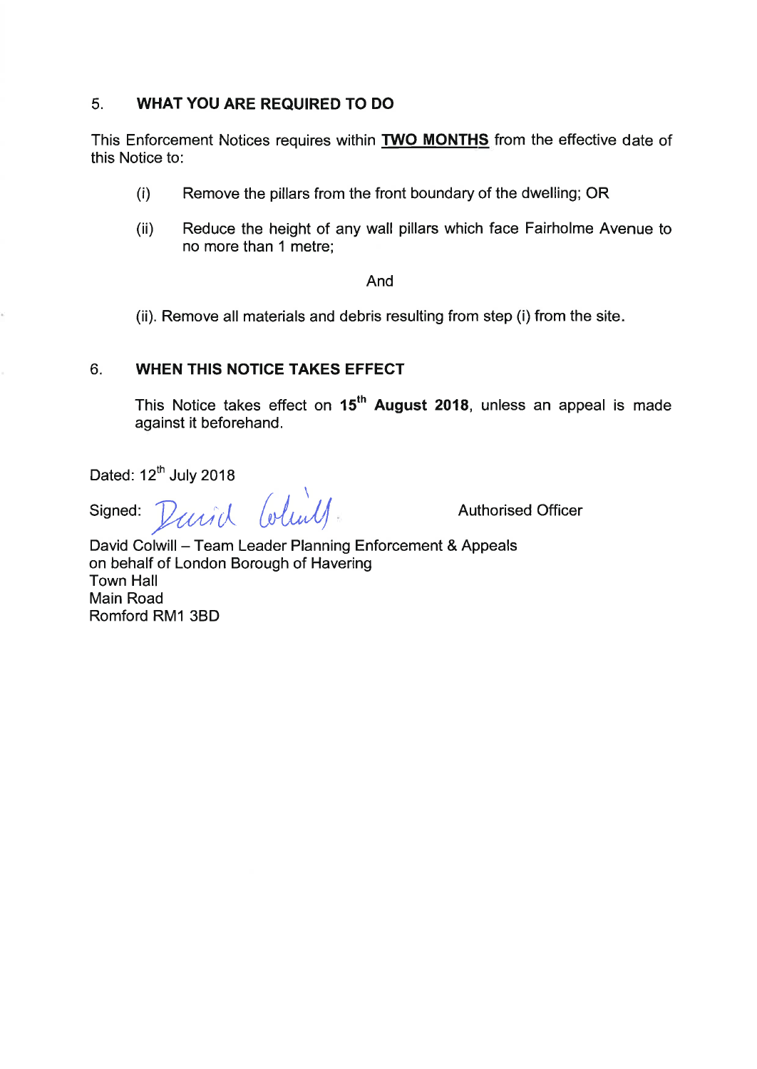## 5. WHAT YOU ARE REQUIRED TO DO

This Enforcement Notices requires within **TWO MONTHS** from the effective date of this Notice to:

(i) Remove the pillars from the front boundary of the dwelling; OR

(ii) Reduce the height of any wall pillars which face Fairholme Avenue to no more than 1 metre;

And

(ii). Remove all materials and debris resulting from step (i) from the site.

## 6. WHEN THIS NOTICE TAKES EFFECT

This Notice takes effect on **15th August 2018**, unless an appeal is made against it beforehand.

Dated: 12th July 2018

Signed: David Colwill — Authorised Officer

David Colwill – Team Leader Planning Enforcement & Appeals
on behalf of London Borough of Havering
Town Hall
Main Road
Romford RM1 3BD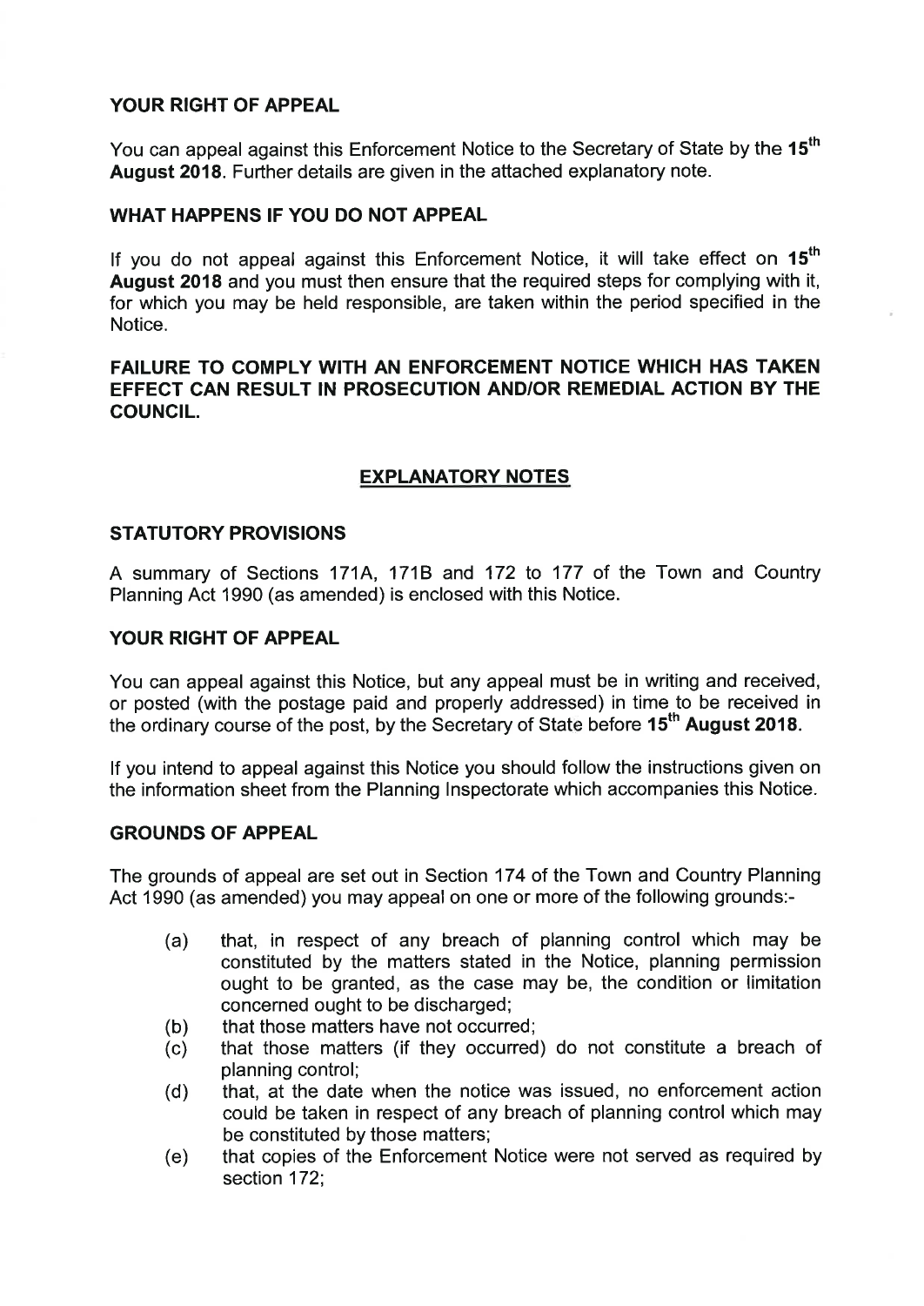## YOUR RIGHT OF APPEAL

You can appeal against this Enforcement Notice to the Secretary of State by the **15th August 2018**. Further details are given in the attached explanatory note.

## WHAT HAPPENS IF YOU DO NOT APPEAL

If you do not appeal against this Enforcement Notice, it will take effect on **15th August 2018** and you must then ensure that the required steps for complying with it, for which you may be held responsible, are taken within the period specified in the Notice.

**FAILURE TO COMPLY WITH AN ENFORCEMENT NOTICE WHICH HAS TAKEN EFFECT CAN RESULT IN PROSECUTION AND/OR REMEDIAL ACTION BY THE COUNCIL.**

## EXPLANATORY NOTES

### STATUTORY PROVISIONS

A summary of Sections 171A, 171B and 172 to 177 of the Town and Country Planning Act 1990 (as amended) is enclosed with this Notice.

### YOUR RIGHT OF APPEAL

You can appeal against this Notice, but any appeal must be in writing and received, or posted (with the postage paid and properly addressed) in time to be received in the ordinary course of the post, by the Secretary of State before **15th August 2018**.

If you intend to appeal against this Notice you should follow the instructions given on the information sheet from the Planning Inspectorate which accompanies this Notice.

### GROUNDS OF APPEAL

The grounds of appeal are set out in Section 174 of the Town and Country Planning Act 1990 (as amended) you may appeal on one or more of the following grounds:-

- (a) that, in respect of any breach of planning control which may be constituted by the matters stated in the Notice, planning permission ought to be granted, as the case may be, the condition or limitation concerned ought to be discharged;
- (b) that those matters have not occurred;
- (c) that those matters (if they occurred) do not constitute a breach of planning control;
- (d) that, at the date when the notice was issued, no enforcement action could be taken in respect of any breach of planning control which may be constituted by those matters;
- (e) that copies of the Enforcement Notice were not served as required by section 172;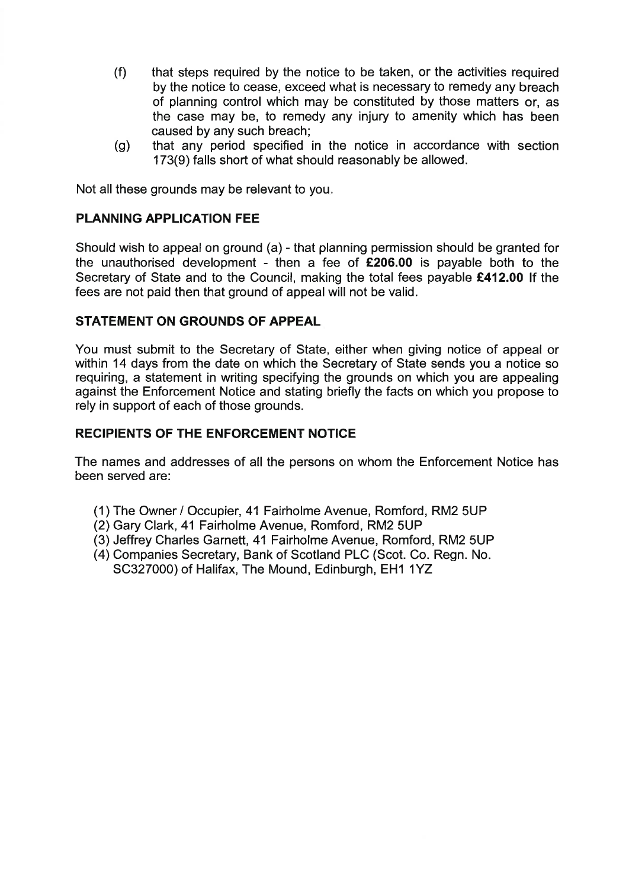(f) that steps required by the notice to be taken, or the activities required by the notice to cease, exceed what is necessary to remedy any breach of planning control which may be constituted by those matters or, as the case may be, to remedy any injury to amenity which has been caused by any such breach;

(g) that any period specified in the notice in accordance with section 173(9) falls short of what should reasonably be allowed.

Not all these grounds may be relevant to you.

**PLANNING APPLICATION FEE**

Should wish to appeal on ground (a) - that planning permission should be granted for the unauthorised development - then a fee of **£206.00** is payable both to the Secretary of State and to the Council, making the total fees payable **£412.00** If the fees are not paid then that ground of appeal will not be valid.

**STATEMENT ON GROUNDS OF APPEAL**

You must submit to the Secretary of State, either when giving notice of appeal or within 14 days from the date on which the Secretary of State sends you a notice so requiring, a statement in writing specifying the grounds on which you are appealing against the Enforcement Notice and stating briefly the facts on which you propose to rely in support of each of those grounds.

**RECIPIENTS OF THE ENFORCEMENT NOTICE**

The names and addresses of all the persons on whom the Enforcement Notice has been served are:

(1) The Owner / Occupier, 41 Fairholme Avenue, Romford, RM2 5UP
(2) Gary Clark, 41 Fairholme Avenue, Romford, RM2 5UP
(3) Jeffrey Charles Garnett, 41 Fairholme Avenue, Romford, RM2 5UP
(4) Companies Secretary, Bank of Scotland PLC (Scot. Co. Regn. No. SC327000) of Halifax, The Mound, Edinburgh, EH1 1YZ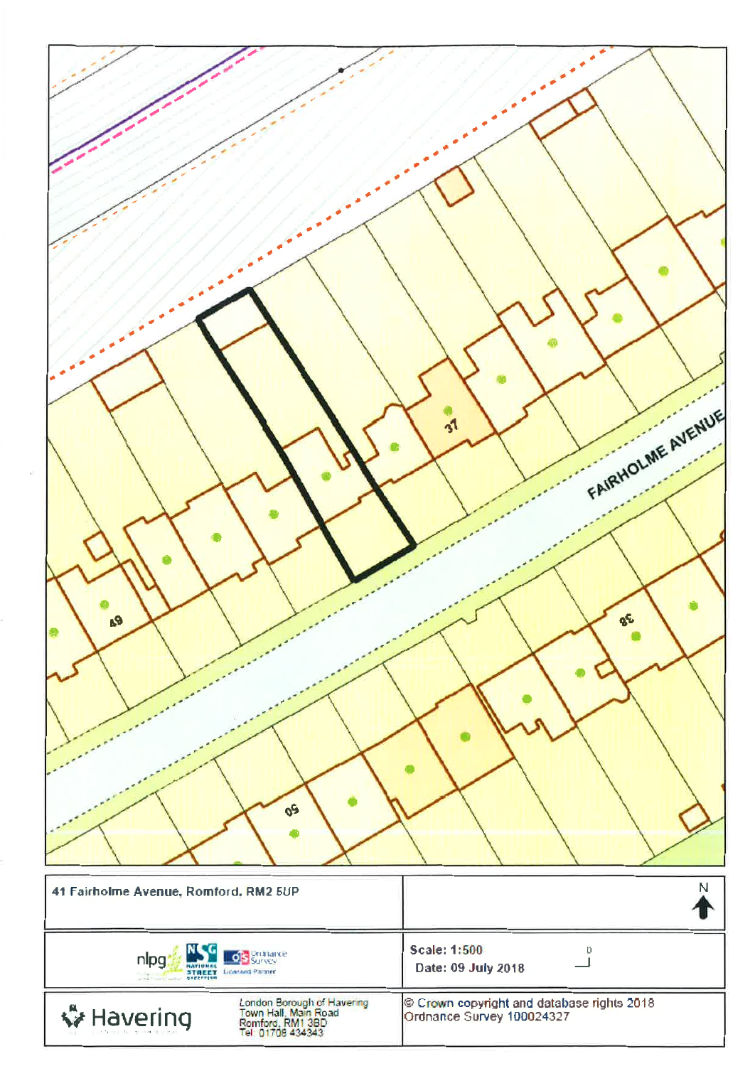FAIRHOLME AVENUE

37

49

38

50

41 Fairholme Avenue, Romford, RM2 5UP

N

Scale: 1:500

Date: 09 July 2018

London Borough of Havering
Town Hall, Main Road
Romford, RM1 3BD
Tel: 01708 434343

© Crown copyright and database rights 2018
Ordnance Survey 100024327